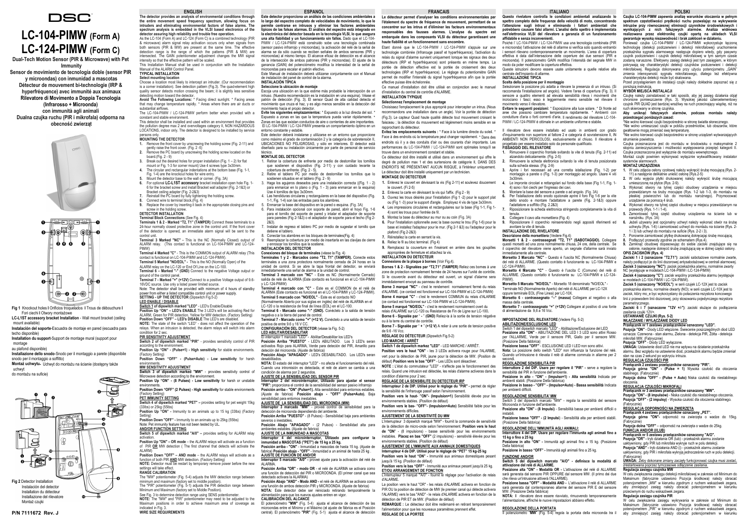# DSC

# LC-104-PIMW (Form A)
# LC-124-PIMW (Form C)

**Dual-Tech Motion Sensor (PIR & Microwave) with Pet Immunity**
**Sensor de movimiento de tecnología doble (sensor PIR y microondas) con inmunidad a mascotas**
**Détecteur de mouvement bi-technologie (IRP & hyperfréquence) avec immunité aux animaux**
**Rilevatore di Movimento a Doppia Tecnologia (Infrarosso + Microonda) con immunità agli animali**
**Dualna czujka ruchu (PIR i mikrofala) odporna na obecność zwierząt**

**Fig 1** Knockout holes **I** Orificios troquelados **I** Trous de débouchure **I** Fori ciechi **I** Otwory montażowe

**LC-L1ST accessory bracket Installation** - Wall mount bracket (ceiling mount available)
**Instalación del soporte-**Escuadra de montaje en pared (escuadra para techo disponible)
**Installation du support-**Support de montage mural (support pour montage au plafond disponible)
**Installazione dello snodo-**Snodo per il montaggio a parete (disponibile snodo per il montaggio a soffitto)
**Montaż uchwytu-** Uchwyt do montażu na ścianie (dostępny także uchwyt do montażu na suficie)

**Fig 2** Detector Installation
Instalación del detector
Installation du détecteur
Installazione del rilevatore
Montaż czujki

**P/N 7111672 Rev. J**

## ENGLISH

**The detector provides an analysis of environmental conditions through the entire movement speed frequency spectrum, allowing focus on intruders and eliminating environmental factors of false alarms. The spectrum analysis is embedded in the VLSI based electronics of the detector assuring high reliability and trouble free operation.**

As the LC-104 (Form A) and LC-124 (Form C) is a combined technology (PIR & microwave) alarm signal relay activation occurs only when signals from both sensors (PIR & MW) are present at the same time. The effective detection range is the range of which the patterns (PIR & MW) are intersected. The GAIN potentiometer adjustment changes the MW signal intensity so that the effective pattern will be scaled.

This Installation Manual shall be used in conjunction with the Installation Manual of the ALARM Control Panel.

**TYPICAL INSTALLATION**

**Select mounting location**

Choose a location most likely to intercept an intruder. (Our recommendation is a corner installation). See detection pattern (Fig.3). The quad-element high quality sensor detects motion crossing the beam; it is slightly less sensitive detecting motion toward the detector.

**Avoid The Following Locations:** * Facing direct sunlight. * Facing areas that may change temperature rapidly. * Areas where there are air ducts or substantial airflows.

The LC-104-PIMW / LC-124-PIMW perform better when provided with a constant and stable environment.

This detector shall be installed and used within an environment that provides the pollution degree max 2 and overvoltages category II, NON HAZARDOUS LOCATIONS, indoor only. The detector is designed to be installed by service persons only.

**MOUNTING THE DETECTOR**

1. Remove the front cover by unscrewing the holding screw (Fig. 2-11) and gently raise the front cover. (Fig. 2 -5)
2. Remove the PC board by unscrewing the holding screw located on the board.(Fig. 2 - 9)
3. Break out the desired holes for proper installation (Fig. 1 – 2) for flat mount or Fig. 1-3 for corner mount) Use 4 screws type 3x30mm.
4. The circular and rectangular indentations at the bottom base (Fig. 1-1, Fig. 1-4) are the knockout holes for wire entry.
5. Mount the detector base to the wall or corner. (Fig. 3A)
6. For optional **LC-L1ST accessory** bracket installation open hole Fig. 1-6 for the bracket screw and install Bracket wall adapter (Fig. 2-1&3) or Bracket ceiling adapter (Fig. 2-2&3)
7. Reinstall the PC board by fully tightening the holding screw.
8. Connect wire to terminal block.(Fig. 4)
9. Replace the cover by inserting it back in the appropriate closing pins and screw in the holding screw.

**DETECTOR INSTALLATION**

**Terminal Block Connections** (See Fig. 4)

**Terminals 1 & 2 - Marked "T2, T1" (TAMPER)** Connect these terminals to a 24-hour normally closed protective zone in the control unit. If the front cover of the detector is opened, an immediate alarm signal will be sent to the control unit.

**Terminal 3 Marked "NC" -** This is the NC (Normally Closed) output of ALARM relay. (This contact is functional on LC-104-PIMW and LC-124-PIMW)

**Terminal 4 Marked "C" -** This is the COMMON output of ALARM relay (This contact is functional on LC-104-PIMW and LC-124-PIMW).

**Terminal 5 Marked "NO/EOL" -** This is the NO (Normally Open) of the ALARM relay on the LC-120 or End Of Line on the LC-100.

**Terminal 6 – Marked "-" (GND)** Connect to the negative Voltage output or ground of the control panel.

**Terminal 7 - Marked "+" (+12V)** Connect to a positive Voltage output of 9.6-16VDC source. Use only a listed power limited source.

Note: The detector shall be provided with minimum of 4 hours of standby power from either a listed compatible control unit or power supply.

**SETTING - UP THE DETECTOR** (Dipswitch Fig.5-2)

**LED ENABLE / DISABLE**

**Switch 1 of dipswitch marked "LED"** - LED's Enable/Disable

**Position Up "ON" – LED's ENABLE** The 3 LED's will be activating Red for ALARM, Green for PIR detection, Yellow for MW detection. (Factory Setting)

**Position Down "OFF" – LED's DISABLE** The LED's are disabled.

**NOTE:** The state of the switch "LED" - does not affect the operation of the relays. When an intrusion is detected, the alarm relays will switch into alarm condition for 2 sec.

**PIR SENSITIVITY ADJUSTMENT**

**Switch 2 of dipswitch marked "PIR"** - provides sensitivity control of PIR according to the environment.

**Position Up "ON" - (Pulse=1) - High sensitivity** for stable environments. (Factory Setting)

**Position Down "OFF" - (Pulse=Auto) - Low sensitivity** for harsh environments.

**MW SENSITIVITY ADJUSTMENT**

**Switch 3 of dipswitch marked "MW"** - provides sensitivity control of Microwave detection according to the environment.

**Position Up "ON" - (8 Pulses) - Low sensitivity** for harsh or unstable environments.

**Position Down "OFF" (2 Pulses) - High sensitivity** for stable environments (Factory Setting)

**PET IMMUNITY SETTING**

**Switch 4 of dipswitch marked "PET" –** provides setting for pet weight 15kg (33lbs) or 25kg (55lbs)

**Position Up "ON"** - Immunity to an animals up to 15 kg (33lbs) (Factory Setting)

**Position Down "OFF"** - Immunity to an animals up to 25kg (55lbs)

Note: Pet immunity feature has not been tested by UL.

**AND/OR FUNCTION SETTING**

**Switch 5 of dipswitch marked "A/0" –** provides setting for ALARM relay activation.

**Position Up "ON" – OR mode** – the ALARM relays will activate as a function of PIR **OR** MW detection ( The first channel that detects will activate the ALARM)

**Position Down "OFF" – AND mode** – the ALARM relays will activate as a function of both PIR **AND** MW detection. (Factory Setting)

**NOTE:** Detector must be restart by temporary remove power before the new settings will take effect.

**RANGE CALIBRATION**

The "MW" potentiometer (Fig. 5-4) adjusts the MW detection range between minimum and maximum (factory set to middle position).

The "PIR" potentiometer (Fig. 5-1) adjusts the PIR detection range between Minimum and Maximum (factory set to Middle Position).

See Fig. 3 to determine detection range using SENS potentiometer.

**NOTE:** The "MW" and "PIR" potentiometer may need to be adjusted to the Maximum positions in order to achieve maximum area of coverage as indicated in Fig. 3.

**WIRE SIZE REQUIREMENTS**

## ESPANOL

**Este detector proporciona un análisis de las condiciones ambientales a lo largo del espectro completo de velocidades de movimiento, lo que le permite centrarse en intrusos y eliminar los factores ambientales típicos de las falsas alarmas. El análisis del espectro está integrado en la electrónica del detector basada en la tecnología VLSI, lo que asegura una alta fiabilidad y un funcionamiento sin fallos.** Dado que el LC-104-PIMW / LC-124-PIMW está construido sobe una tecnología combinada (sensor pasivo infrarrojo y microondas), la activación del relé de la señal de alarma se da sólo cuando se reciben señales de ambos sensores (PIR y microondas) al mismo tiempo. El alcance eficaz de detección es el alcance de la intersección de ambos patrones (PIR y microondas). El ajuste de la ganancia (GAIN) del potenciómetro modifica la intensidad de la señal de microondas para escalar el patrón efectivo.

Este Manual de instalación deberá utilizarse conjuntamente con el Manual de instalación del panel de control de la alarma.

**INSTALACIÓN TÍPICA**

**Seleccione la ubicación de montaje**

Escoja una ubicación en la que estime más probable la intercepción de un intruso. (Nuestra recomendación es la instalación en una esquina). Véase el patrón de detección (Fig. 3). El sensor Quad de alta calidad detecta el movimiento que cruza el haz, y es algo menos sensible en la detección del movimiento hacia el propio detector.

**Evite los siguientes emplazamientos:** * Expuesto a la luz directa del sol. * Expuesto a zonas en las que la temperatura pueda variar rápidamente. * Zonas en las que existan conductos de aire o corrientes de aire importantes. El LC-104-PIMW / LC-124-PIMW presenta un comportamiento óptimo en un entorno constante y estable.

Este detector deberá instalarse y utilizarse en un entorno que proporcione como máximo el grado de contaminación 2 y la categoría de sobretensión II, UBICACIONES NO PELIGROSAS, y sólo en interiores. El detector está diseñado para su instalación únicamente por parte de personal de servicio técnico.

**MONTAJE DEL DETECTOR**

1. Retirar la cobertura de enfrente por medio de destornillar los tornillos que sostienen el dispositivo (Fig. 2-11) y con cuidado levante la cobertura de enfrente. (Fig. 2 - 5).
2. Retire el tablero PC por medio de destornillar los tornillos que lo sostienen situados en el tablero (Fig. 2 - 9)
3. Haga los agujeros deseados para una instalación correcta ((Fig. 1 - 2) para el montaje en lo plano o (Fig. 1 - 3) para el montaje en la esquina) Use 4 tornillos de tipo 3x30mm.
4. Las hendiduras circulares y rectangulares en la base del dispositivo (Fig. 1-1, Fig. 1-4) son los orificios de entrada para los alambres.
5. Enmarcar la base del dispositivo en la pared o esquina. (Fig. 3A)
6. Para instalación opcional con soporte de pared, abrir el hoyo Fig. 1-6 para el tornillo del soporte de pared y instalar el adaptador de soporte para paredes (Fig 2-1&3) o el adaptador de soporte para el techo (Fig 2-2&3).
7. Instalar de regreso el tablero PC por medio de sugestar el tornillo que detiene el tablero.
8. Conectar los alambres en los bloques de terminales(Fig. 4)
9. Reemplazar la cobertura por medio de insertarla en las clavijas de cierre y enroscar los tornillos que la sostiene.

**INSTALACION DEL DETECTOR**

**Conexiones del bloque de terminales** (véase la Fig. 4)

**Terminales 1 y 2 - Marcados como "T2, T1" (TAMPER).** Conecte estos terminales a una zona protectora normalmente cerrada de 24 horas en la unidad de control. Si se abre la tapa frontal del detector, se enviará inmediatamente una señal de alarma a la unidad de control.

**Terminal 3 marcado con "NC" -** Este es NC (Normalmente Cerrado) salida de relé de ALARMA (Este contacto es funcional en el LC-104-PIMW y LC-124-PIMW)

**Terminal 4 marcado con "C" -** Este es el COMMON de el relé de ALARMA (Este contacto es funcional en el LC-104-PIMW y LC-124-PIMW).

**Terminal 5 marcado con "NO/EOL" -** Este es el contacto NO (Normalmente Abierto por sus siglas en inglés) del relé de ALARMA en el LC-120 o la resistencia de final de línea (EOL) en el LC-100.

**Terminal 6 - Marcado como "-" (GND).** Conéctelo a la salida de tensión negativa o a la tierra del panel de control.

**Terminal 7 - Marcado como "+" (+12 V).** Conéctelo a una salida de tensión positiva de entre 9,6 y 16 V CC.

**CONFIGURACION DEL DETECTOR** (véase la Fig. 5-2)

**LED ABILITAR/DESABILITAR**

El interruptor 1 marcado "LED" - Abilitar/Desabilitar los LED's

Posición Arriba **"PUESTO"** - LED's ABILITADO. Los 3 LED's seran activados Rojo para ALARMA, Verde para detección del PIR, Amarillo para detección del microonda. (Ajuste de fabrica)

Posición Abajo **"APAGADO"** - LED's DESABILITADO. Los LED's seran desabilitados.

**NOTA:** El estado del interruptor "LED" - no afecta el funcionamiento del relé. Cuando una intromisión es detectada, el relé de alarma se cambia a una condición de alarma por 2 segundos.

**AJUSTE DE LA SENSIBILIDAD DEL SENSOR PIR**

**Interruptor 2 del microinterruptor. Utilizado para ajustar el sensor "PIR":** proporciona el control de la sensibilidad del sensor pasivo infrarrojo

**Posición arriba - "ON" (Pulse=1).** Alta sensibilidad para entornos estables. (Ajuste de fábrica) **Posición abajo - "Off" (Pulse=Auto).** Baja sensibilidad para entornos inestables.

**AJUSTE DE LA SENSIBILIDAD DEL MICROONDA (MW)**

**Interruptor 3 marcado "MW"** - provee control de sensibilidad para la detección de microonda dependiendo del ambiente.

**Posición Arriba "PUESTO"** - (8 Pulsos) - Sensibilidad baja para ambientes severos o inestables.

**Posición Abajo "APAGADO"** - (2 Pulsos) - Sensibilidad alta para ambientes estables. (Ajuste de fabrica)

**AJUSTE DE LA INMUNIDAD A MASCOTAS**

**Interruptor 4 del microinterruptor. Utilizado para configurar la inmunidad a MASCOTAS ("PET") de 15 kg a 25 kg.**

**Posición arriba - "ON"** - Inmunidad a mascotas de hasta 15 kg. (Ajuste de fábrica) **Posición abajo - "OFF"** - Inmunidad a un animal de hasta 25 kg .

**AJUSTE DE FUNCIÓN DE AND/OR**

**Interruptor 5 marcado "A/0" -** provee ajuste para la activación del relé de ALARMA.

**Posición Arriba "OR" - modo OR** - el relé de ALARMA se activara como una función de detección del PIR o MICROONDA. (El primer canal que sea detectado activara la ALARMA)

**Posición Abajo "AND" - Modo AND** - el relé de ALARMA se activara como una función de detección ambos PIR y MICROONDA. (Ajuste de fabrica)

**NOTA:** Este detector debe ser reiniciado retirando temporalmente la alimentación para que las nuevas ajustes entren en vigor.

**CALIBRACIÓN DEL ALCANCE**

El potenciómetro **"MW"** (Fig. 5-4) ajusta el alcance de detección de las microondas entre el Mínimo y el Máximo (el ajuste de fábrica es el Posición central). El potenciómetro **"PIR"** (Fig. 5-1) ajusta el alcance de detección

## FRANCAIS

**Le détecteur permet d'analyser les conditions environnementales par l'étalement du spectre de fréquence de mouvement, permettant de se concentrer sur les intrus et d'éliminer les facteurs environnementaux responsables des fausses alarmes. L'analyse du spectre est embarquée dans les composants VLSI du détecteur garantissant une haute fiabilité et un fonctionnement sans encombre.**

Étant donné que le LC-104-PIMW / LC-124-PIMW s'appuie sur une technologie combinée (Infrarouge passif et hyperfréquence), l'activation du relais du signal d'alarme survient uniquement lorsque les signaux des deux détecteurs (IRP et hyperfréquence) sont présents en même temps. La portée de détection effective est la portée de croisement des deux technologies (IRP et hyperfréquence). Le réglage du potentiomètre GAIN permet de modifier l'intensité du signal hyperfréquence afin que la portée effective puisse être échelonnée.

Ce manuel d'installation doit être utilisé en conjonction avec le manuel d'installation du central de contrôle d'ALARME.

**INSTALLATION TYPIQUE**

**Sélectionnez l'emplacement de montage**

Choisissez l'emplacement le plus approprié pour intercepter un intrus. (Nous recommandons une installation dans un angle). Voir la portée de détection (Fig.3). Le capteur Quad haute qualité détecte tout mouvement croisant le faisceau ; la détection du mouvement est légèrement moins sensible en se rapprochant du détecteur.

**Évitez les emplacements suivants :** * Face à la lumière directe du soleil. * Face à des endroits où la température peut changer rapidement. * Dans des endroits où il y a des conduits d'air ou des courants d'air importants. Les performances du LC-104-PIMW / LC-124-PIMW sont optimales lorsqu'il se trouve dans un environnement constant et stable.

Ce détecteur doit être installé et utilisé dans un environnement qui offre le degré de pollution max 1 et des surtensions de catégorie II, DANS DES ENDROITS NE PRÉSENTANT AUCUN RISQUE, à l'intérieur uniquement. Le détecteur doit être installé uniquement par un technicien.

**MONTAGE DU DETECTEUR**

1. Enlevez le couvert en dévissant la vis (Fig 2-11) et soulevez doucement le couvert. (Fi 2-5)
2. Enlevez la carte en dévissant la vis qui l'affix. (Fig 2 - 9)
3. Ouvrez les trous désirés pour l'installation (Fig 1 -2) pour le support plat ou (Fig 1 -3) pour le support d'angle. Employez 4 vis de type 3x30mm.
4. Les impressions circulaires et rectangulaires sur la base (Fig 1-1, Fig 1-4) sont les trous pour l'entrée de fil.
5. Montez la base du détecteur au mur ou au coin (Fig. 3A)
6. Pour l'installation optionnelle avec la base ouvrez le trou (Fig 1-6) pour la base et installer l'adapteur pour le mur. (Fig 2-1 &3) ou l'adapteur pour le plafond (Fig 2-2&3)
7. Réinstallez la carte en serrant la vis.
8. Reliez le fil au bloc terminal. (Fig 4)
9. Remplacez la couverture en l'insérant en arrière dans les goupilles appropriées de fermeture et attachez la vis.

**INSTALLATION DU DETECTEUR**

**Connexions de la plaque à bornes** (Voir Fig.4).

**Bornes 1 & 2 - Signalées par "T2,T1" (TAMPER)** Reliez ces bornes à une zone de protection normalement fermée de 24 heures sur l'unité de contrôle. Si le couvercle avant du détecteur est ouvert, un signal d'alarme sera immédiatement envoyé au panneau de contrôle.

**Borne 3 marqué "NC"** - c'est le rendement normalement fermé du relais d'ALARME. (ce contact est fonctionnel sur LC-104-PIMW et LC-124-PIMW)

**Borne 4 marqué "C"** - c'est le rendement COMMUN du relais d'ALARME (ce contact est fonctionnel sur LC-104-PIMW et LC-124-PIMW).

**Borne 5 marqué "NO/EOL"** - c'est le rendement normalement ouvert du relais d'ALARME sur LC-120 ou Résistance de Fin de Ligne sur LC-100.

**Borne 6 - Signalée par " - " (GND)** Reliez-la à la sortie de tension négative ou à la terre du central de contrôle.

**Borne 7 - Signalée par " + " (+12 V)** A relier à une sortie de tension positive de 9.6 -16 Vcc.

**RÉGLAGE DU DÉTECTEUR** (Dipswitch Fig.5-2)

**LED MARCHE / ARRÊT**

**Switch 1 de dipswitch marked "LED"** - LED MARCHE / ARRÊT.

**Position vers le haut "ON"** - les 3 LEDs activera rouge pour l'ALARME, vert pour la détection de PIR, jaune pour la détection de MW. (Position de défaut) **Position vers le bas "OFF"** - Les LEDs sont désactiver.

**NOTE :** L'état du commutateur "LED" - n'affecte pas le fonctionnement des relais. Quand une intrusion est détectée, les relais d'alarme activeras dans la condition d'alarme pour 2 sec.

**REGLAGE DE LA SENSIBILITE DU DETECTEUR IRP**

**Interrupteur 2 de DIP. Utilisé pour le réglage du "PIR" -** permet de régler la sensibilité de l'infrarouge passif selon l'environnement.

**Position vers le haut - "ON" (Impulsion=1)** Sensibilité élevée pour les environnements stables. (Position de défaut)

**Position vers le bas- "OFF"- (Impulsion=Auto)** Sensibilité faible pour les environnements difficiles.

**AJUSTEMENT DE LA SENSITIVITÉ DU MW**

L'interrupteur 3 dipswitch marqué "MW" - fournit la commande de sensitivité de la détection de micro-onde selon l'environnement. **Position vers le haut de "ON"** - (8 impulsions) - basse sensitivité pour les environnements instables. **Placez en bas "OFF"** (2 impulsions) - sensitivité élevée pour les environnements stables. (Position de défaut)

**AJUSTEMENT DE L'IMMUNITE AUX ANIMAUX DOMESTIQUES**

**Interrupteur 4 de DIP. Utilisé pour le réglage de "PET" 15 kg-25 kg**

**Position vers le haut "ON"** - Immunité aux animaux domestiques pesant jusqu'à 15 kg. (Position de défaut)

**Position vers le bas "OFF"** - Immunité aux animaux pesant jusqu'à 25 kg.

**ETIOU ARRANGEMENT DE FONCTION**

L'interrupteur 5 marqué "A/0" - fournit le réglage pour l'activation de relais d'ALARME.

La position vers le haut "OR" - les relais d'ALARME activera en fonction de PIR OU la position de détection de MW (le premier canal qui détecte activera l'ALARME) vers le bas "AND" - le relais d'ALARME activera en fonction de la détection de PIR ET de MW. (Position de défaut)

**REMARQUE :** Le détecteur doit être redémarré en retirant temporairement l'alimentation pour que les nouveaux paramètres prennent effet.

**REGLAGE DE LA PORTEE**

## ITALIANO

**Questo rivelatore controlla le condizioni ambientali analizzando lo spettro completo delle frequenze della velocità di moto, concentrando l'attenzione sugli intrusi e eliminando i fattori ambientali che potrebbero causare falsi allarmi. L'analisi dello spettro è implementata nell'elettronica VLSI del rilevatore a garanzia di un funzionamento affidabile e senza inconvenienti.**

Poiché l' LC-104-PIMW / LC-124-PIMW usa una tecnologia combinata (PIR e microonda) l'attivazione del relè di allarme si verifica solo quando entrambi i sensori rilevano contemporaneamente un movimento. L'area di copertura effettiva è data dall'intersezione delle coperture dei due sensori (PIR e microonda). Il potenziometro GAIN modifica l'intensità del segnale MW in modo da poter modificare la copertura effettiva.

Questo istruzioni devono essere usate unitamente a quelle relative alla centrale dell'impianto di allarme.

**INSTALLAZIONE TIPICA**

**Scelta della posizione per il montaggio**

Selezionare la posizione più adatta a rilevare la presenza di un intruso. (Si raccomanda l'installazione ad angolo). Vedere l'area di copertura (Fig. 3). Il sensore a quattro elementi ad elevata sensibilità rileva i movimenti che incrociano i fasci; esso è leggermente meno sensibile nel rilevare il movimento verso il rilevatore.

**Evitare le seguenti posizioni:** * Esposizione alla luce solare. * Di fronte ad aree che possono cambiare temperatura rapidamente. * Ambienti con condotte d'aria o forti correnti d'aria. Il rendimento del rilevatore LC-104-PIMW / LC-124-PIMW è ottimale in un ambiente uniforme e stabile.

Il rilevatore deve essere installato ed usato in ambienti con grado d'inquinamento non superiore al fattore 2 e categoria di sovratensione II, IN AMBIENTI NON PERICOLOSI, esclusivamente al chiuso. Il rilevatore è progettato per essere installato solo da personale qualificato.

**FISSAGGIO DEL RILEVATORE**

1. Rimuovere il coperchio frontale svitando la vite di tenuta (Fig. 2-11) ed alzandolo delicatamente. (Fig. 2-5)
2. Rimuovere la scheda elettronica svitando la vite di tenuta posizionata sulla scheda stessa. (Fig. 2-9)
3. Aprire i fori necessari ad una corretta istallazione (Fig. 1-2) per montaggio a parete o (Fig. 1-3) per montaggio ad angolo. Usare 4 viti 3x30mm.
4. Le impronte circolari e rettangolari sul fondo della base (Fig 1-1, Fig. 1-4) sono i fori ciechi per l'ingresso dei cavi.
5. Montare la base del sensore a parete o ad angolo. (Fig. 3A)
6. Per l'istallazione dello snodo opzionale aprire il foro Fig 1-6 per la vite dello snodo e montare l'adattatore a parete (Fig. 2-1&3) oppure l'adattatore a soffitto (Fig. 2.2&3)
7. Riposizionare la scheda elettronica stringendo completamente la vita di tenuta.
8. Collegare il cavo alla morsettiera (Fig. 4)
9. Riposizionare il coperchio reinserendolo negli appositi riferimenti ed avvitare la vite di tenuta.

**INSTALLAZIONE DEL RIVELATORE**

**Descrizione della morsettiera** (Vedere Fig.4)

**Morsetti 1 & 2 - contrassegnati "T2, T1" (SABOTAGGIO).** Collegare questi morsetti ad una zona normalmente chiusa, 24 ore, della centrale. Se il coperchio del rilevatore viene aperto, un segnale d'allarme sarà inviato immediatamente alla centrale.

**Morsetto 3 Marcato "NC"** - Questo è l'uscita NC (Normalmente Chiusa) del relè di ALLARME. (Questo contatto è funzionante su LC-104-PIMW e LC-124-PIMW).

**Morsetto 4 Marcato "C"** - Questo è l'uscita C (Comune) del relè di ALLARME. (Questo contatto è funzionante su LC-104-PIMW e LC-124-PIMW).

**Morsetto 5 Marcato "NO/EOL"** - Morsetto 18 denominato "NO/EOL" - Terminale NO (Normalmente Aperto) del relè di ALLARME per LC-12X oppure terminale EOL (Fine Linea) per LC-10X.

**Morsetto 6 - contrassegnato "–" (massa)** Collegare al negativo o alla massa della centrale.

**Morsetto 7 - contrassegnato "+" (+12V)** Collegare al positivo di una fonte di alimentazione da 9,6 a 16 Vcc.

**IMPOSTAZIONE DEL RILEVATORE** (Vedere Fig. 5-2)

**ABILITAZIONE/ESCLUSIONE LED**

Switch 1 del dipswitch marcato "LED" - Abilitazione/Esclusione del LED

**Posizione alta "ON"** – ABILITAZIONE DEL LED I 3 LED sono attivi Rosso per l'ALLARME, Verde per il sensore PIR, Giallo per il sensore MW. (Posizione Della fabbrica)

**Posizione bassa "OFF"** – ESCLUSIONE LED I LED non sono attivi.

**Nota:** La posizione dello switch "LED" non influenza la funzione del relè. Quando un'intrusione è rilevata il relè di allarme commuta in allarme per 2 secondi.

**REGOLAZIONE SENSIBILITÀ PIR**

**Interruttore 2 del DIP. Usare per regolare il "PIR" -** serve a regolare la sensibilità del PIR in funzione dell'ambiente.

**Posizione in alto - "ON" - (Impulso=1) - Alta sensibilità** Indicata per ambienti stabili. (Posizione Della fabbrica)

**Posizione in basso - "OFF" - (Impulso=Auto) - Bassa sensibilità** Indicata per ambienti difficili.

**REGOLAZIONE SENSIBILITA' MW**

Switch 3 del dipswitch marcato "MW" - regola la sensibilità del sensore Microonda in funzione dell'ambiente.

**Posizione alta "ON" - (8 Impulsi)** - Sensibilità bassa per ambienti difficili o instabili.

**Posizione bassa "OFF" - (2 Impulsi)** - Sensibilità alta per ambienti stabili. (Posizione Della fabbrica)

**REGOLAZIONE DELL'IMMUNITÀ AGLI ANIMALI:**

**Interruttore 4 del DIP. Usare per regolare l'immunità agli animali fino a 15 kg o fino a 25 kg**

**Posizione in alto "ON"** - Immunità agli animali fino a 15 kg. (Posizione Della fabbrica)

**Posizione in basso "OFF"** - Immunità agli animali fino a 25 kg.

**FUNZIONE AND/OR**

**Switch 5 del dipswitch marcato "A/O" - definisce la modalità di attivazione del relè di ALLARME.**

**Posizione alta "ON" - Modalità OR** - L'attivazione del relè di ALLARME sarà generata dal sensore PIR OPPURE dal sensore MW. (Il primo dei due che rileva un'intrusione attiva l'ALLARME).

**Posizione bassa "OFF" - Modalità AND** - L'attivazione il relè di ALLARME sarà generata dal contemporaneo allarme del sensore PIR E del sensore MW. (Posizione Della fabbrica)

**NOTA:** Il rilevatore deve essere riavviato, rimuovendo temporaneamente l'alimentazione, affinché le nuove impostazioni abbiano effetto.

**REGOLAZIONE DELLA PORTATA**

Il potenziometro **"MW"** (Fig. 5-4) regola la portata della microonda tra il

## POLSKI

**Czujka LC-104-PIMW zapewnia analizę warunków otoczenia w pełnym spektrum częstotliwości prędkości ruchu pozwalając na wykrywanie intruzów z nieruchomości i eliminacji czynników środowiskowych i wynikających z nich fałszywych alarmów. Analiza widmowa realizowana jest przez elektronikę czujki opartą na układach VLSI gwarantując wysoką niezawodność i brak zakłóceń w działaniu.**

Ponieważ czujka LC-104-PIMW / LC-124-PIMW wykorzystuje łączoną technologię (detekcji podczerwieni i detekcji mikrofalowej) uruchomienie przekaźnika sygnału alarmowego następuje dopiero wtedy, gdy pasywny czujnik podczerwieni i czujnik detekcji mikrofalowej w tym samym czasie zostaną naruszone. Efektywny zasięg detekcji jest tym zasięgiem, w którym pokrywają się charakterystyki detekcji czujników podczerwieni i detekcji mikrofalowej. Regulacja dokonywana przy użyciu potencjometru „GAIN" zmienia intensywność sygnału mikrofalowego, dlatego też efektywna charakterystyka detekcji może być skalowana.

Przed przystąpieniem do instalacji czujki należy dokładnie zapoznać się z poniższą instrukcją.

**WYBÓR MIEJSCA INSTALACJI**

Czujkę należy zainstalować w taki sposób, aby jej zasięg działania objął chronione pomieszczenie (Rys. 3). Wysokiej jakości czteroelementowy czujnik PIR QUAD jest bardziej wrażliwy na ruch przecinający wiązkę, niż na ruch skierowany w stronę czujnika.

**Aby uniknąć fałszywych alarmów, podczas montażu należy przestrzegać poniższych zasad:**

*Nie wolno kierować czujki bezpośrednio w stronę światła słonecznego.
*Nie wolno umieszczać czujki w pobliżu przedmiotów, lub obszarów, które gwałtownie mogą zmieniać swą temperaturę.
*Nie wolno kierować czujki bezpośrednio w stronę urządzeń wytwarzających strumienie powietrza.

Czujka przeznaczona jest do montażu w środowisku o maksymalnie 2 stopniu zanieczyszczenia i możliwości występowania przepięć kategorii II. Czujka przeznaczona jest wyłącznie do montażu wewnętrznego.

Montaż czujki powinien wykonywać wyłącznie wykwalifikowany instalator systemów alarmowych.

**MONTAŻ URZĄDZENIA**

1. W celu zdjęcia osłony czołowej należy wykręcić śrubę mocującą (Rys. 2-11) a następnie delikatnie unieść osłonę (Rys.2-5)
2. W celu wyjęcia płytki drukowanej należy wykręcić śrubę mocującą umieszczoną na płytce (Rys. 2-9).
3. Wykonać otwory na tylnej części obudowy urządzenia w miejscu przewidzianym na śruby mocujące (Rys. 1-2 lub 1-3, do montażu na płaskiej powierzchni lub do montażu narożnego). Przymocować urządzenie za pomocą 4 śrub.
4. Wykonać otwory na tylnej części obudowy w miejscu przewidzianym na przewody (Rys. 1-1 i 1-4).
5. Zamontować tylną część obudowy urządzenia na ścianie lub w narożniku. (Rys. 3A)
6. Jeżeli używany jest opcjonalny uchwyt należy wykonać otwór na śrubę uchwytu (Rys. 1-6) i zamontować uchwyt do montażu na ścianie (Rys. 2-1 i 3) lub uchwyt do montażu na suficie (Rys. 2-2 i 3).
7. Ponownie zamontować płytkę drukowaną dokręcając śrubę mocującą.
8. Podłączyć przewody zgodnie ze schematem (Rys.4).
9. Zamknąć obudowę dopasowując do siebie zaciski znajdujące się na osłonie, następnie dokręcić śrubę znajdującą się w dolnej części osłony.

**OPIS ZACISKÓW (Rys. 4)**

**Zaciski 1 i 2 (oznaczone "T2,T1"):** zaciski sabotażowe normalnie zwarte, do podłączenia do linii dozorowej całodobowej w centrali alarmowej.

**Zacisk 3 (oznaczony "NC"):** zacisk przekaźnika alarmu, normalnie zwarty NC (występuje w modelach LC-104-PIMW i LC-124-PIMW)

**Zacisk 4 (oznaczony "C"):** zacisk wspólny przekaźnika alarmu (występuje w modelach LC-104-PIMW i LC-124-PIMW).

**Zacisk 5 (oznaczony "NO/EOL"):** w serii czujek LC-12X jest to zacisk przekaźnika alarmu, normalnie otwarty (NO); w serii czujek LC-10X jest to zacisk, który m.e.b. być wykorzystany do połączenia rezystora końcowego linii z przewodem linii dozorowej, przy stosowaniu pojedynczego rezystora parametrycznego.

**Zacisk 6 i 7 (oznaczone "12V +/-"):** zaciski służące do podłączenia zasilania czujki 12V=.

**USTAWIANIE CZUJKI (Rys. 5-2)**

**WŁĄCZANIE / WYŁĄCZANIE DIODY LED**

**Przełącznik nr 1 zestawu przełączników oznaczony "LED".**

**Pozycja "ON"** - Diody LED włączone. Świecenie poszczególnych diod LED oznacza: Czerwona - stan alarmu, Zielona - detekcja PIR, Żółta - detekcja mikrofal MW. (Fabrycznie)

**Pozycja "OFF"** - Diody LED wyłączone.

**UWAGA:** Ustawienie diod LED nie ma wpływu na działanie przekaźnika alarmu. Bez względu na ustawienie diod, przekaźnik alarmu będzie zmieniał stan na czas 2 sekund po wykryciu intruza.

**REGULACJA CZUŁOŚCI PIR**

**Przełącznik 2 zestawu przełączników oznaczony "PIR".**

**Pozycja górna "ON" - (Pulse = 1)** Wysoka czułość dla otoczenia stabilnego. (Fabrycznie)

**Pozycja dolna "OFF" - (Pulse = Auto)** Niska czułość dla niestabilnego otoczenia.

**REGULACJA CZUŁOŚCI MIKROFALI**

**Przełącznik nr 3 zestawu przełączników oznaczony "MW".**

**Pozycja "ON" - (8 impulsów)** - Niska czułość dla niestabilnego otoczenia.

**Pozycja "OFF" - (2 impulsy)** - Wysoka czułość dla otoczenia stabilnego. (Fabrycznie)

**REGULACJA ODPORNOŚCI NA ZWIERZĘTA**

**Przełącznik 4 zestawu przełączników oznaczony „PET".**

**Pozycja górna "ON"-** odporność na zwierzęta o wadze do 15kg. (Fabrycznie)

**Pozycja dolna "OFF"** – odporność na zwierzęta o wadze do 25kg.

**FUNKCJA AND/OR (I/LUB)**

**Przełącznik nr 5 zestawu przełączników oznaczony "A/O".**

**Pozycja "OR"** - tryb działania OR (lub) – przekaźnik alarmu zostanie uaktywniony, gdy PIR lub mikrofala wykryje ruch w polu detekcji.

**Pozycja "AND"** - tryb działania AND (i) - przekaźnik alarmu zostanie uaktywniony, gdy PIR i mikrofala wykryją jednocześnie ruch w polu detekcji. (Fabrycznie)

**UWAGA:** Zeby dokonane zmiany zaczęły funkcjonować czujka musi zostać zrestartowana poprzez tymczasowe odłączenie zasilania.

**Regulacja zasięgu czujnika MW**

W celu zwiększenia zasięgu detekcji mikrofalowej w zakresie od Minimum do Maksimum (fabrycznie ustawiono Pozycja środkowa) należy obracać potencjometrem „MW" w kierunku zgodnym z ruchem wskazówek zegara, aby zmniejszyć zasięg należy obracać potencjometrem w kierunku przeciwnym do ruchu wskazówek zegara.

**Regulacja zasięgu czujnika PIR**

W celu zwiększenia zasięgu wykrywania w zakresie od Minimum do Maksimum (fabrycznie ustawiono Pozycja środkowa) należy obracać potencjometrem „PIR" w kierunku zgodnym z ruchem wskazówek zegara, aby zmniejszyć zasięg należy obracać potencjometrem w kierunku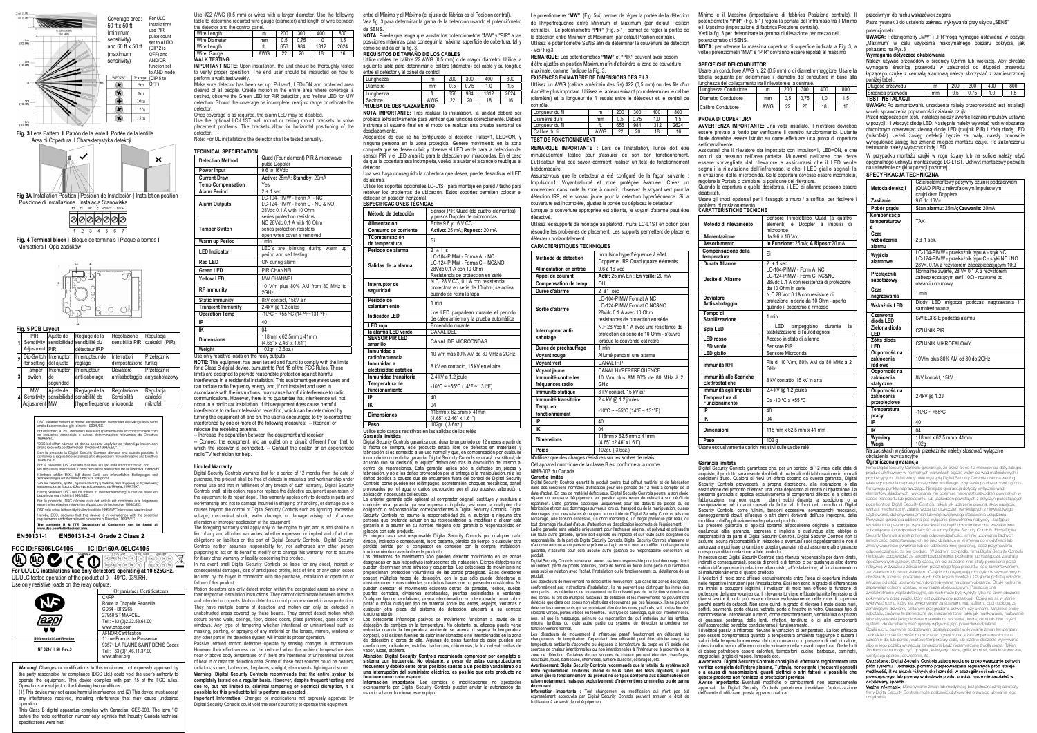Coverage area: 50 ft x 50 ft (minimum sensitivity) and 60 ft x 50 ft (maximum sensitivity)

For ULC Installations use PIR pulse count set to AUTO (DIP 2 is OFF) AND/OR function set to AND mode

| 'SENS' | Range (DIP 5 to ON) |
|---|---|
| | 5m |
| | 8m |
| | 10m |
| | 12m |
| | 15m |

**Fig. 3** Lens Pattern | Patrón de la lente | Portée de la lentille
Area di Copertura | Charakterystyka detekcji

**Fig 3A** Installation Position | Posición de Instalación | Installation position | Posizione di Installazione | Instalacja Stanowiska

**Fig. 4** Terminal block | Bloque de terminals | Plaque à bornes | Morsettiera | Opis zacisków

**Fig. 5 PCB Layout**

| | | | | | |
|---|---|---|---|---|---|
| 1 | PIR Sensitivity Adjustment | Ajuste de sensibilidad PIR | Réglage de sensibilité du détecteur IRP | Regolazione sensibilità PIR | Regulacja czułości (PIR) |
| 2 | Dip-Switch for setting | Interruptor del ajuste | Interrupteur de réglage | Interruttori d'impostazione | Przełącznik funkcji |
| 3 | Tamper switch | Interruptor de seguridad | Interrupteur anti-sabotage | Deviatore antisabotaggio | Przełącznik antysabotażowy |
| 4 | MW Sensitivity Adjustment | Ajuste de sensibilidad MW | Réglage de sensibilité de l'hyperfréquence | Regolazione Sensibilità microonda | Regulacja czułości mikrofali |

DSC erklærer hermed at denne komponenten overholder alle viktige krav samt andre bestemmelser gitt i direktiv 1999/5/EC.

Por este meio, a DSC, declara que este equipamento está em conformidade com os requisitos essenciais e outras determinações relevantes da Directiva 1999/5/EC.

DSC bekräftar härmed att denna apparat uppfyller de väsentliga kraven och andra relevanta bestämmelser i Direktivet 1999/5/EC.

Con la presente la Digital Security Controls dichiara che questo prodotto è conforme ai requisiti essenziali ed altre disposizioni rilevanti relative alla Direttiva 1999/05/CE.

Por la presente, DSC declara que este equipo está en conformidad con los requisitos esenciales y otros requisitos relevantes de la Directiva 1999/5/EC.

Hierdurch erklärt DSC, daß dieses Gerät den erforderlichen Bedingungen und Vorrausetzungen der Richtlinie 1999/5/EC entspricht.

Δια του παρόντος, η DSC, δηλώνει ότι αυτή η συσκευή είναι σύμφωνη με τις ουσιώδης απαιτήσεις και με όλες τις άλλες σχετικές αναφορές της Οδηγίας 1999/5/EC.

Hierbij verklaart DSC dat dit toestel in overeenstemming is met de eisen en bepalingen van richtlijn 1999/5/EC.

Par la présente, DSC déclare que cet article est conforme aux exigences essentielles et autres relevantes de la directive 1999/5/EC.

DSC vakuuttaa laitteen täyttävän direktiivin 1999/5/EC olennaiset vaatimukset.

Hereby, DSC, declares that this device is in compliance with the essential requirements and other relevant provisions of Directive 1999/5/EC.

**The complete R & TTE Declaration of Conformity can be found at www.dsc.com/listings_index.aspx**

**EN50131-1 EN50131-2-4 Grade 2 Class 2**

**FCC ID:F5306LC4105 IC ID:160A-06LC4105**

**For UL/ULC installations use only detectors operating at 10.525GHz.** UL/ULC tested operation of the product at 0 ~ 49°C, 93%RH.
Use only resistive loads on the relay outputs.

| Organismes Certificateurs |
|---|
| CNPP Route la Chapelle Réanville CD64 - BP2265 27950 ST MARCEL Tel : +33 (0)2.32.53.64.00 www.cnpp.com |
| AFNOR Certification 11 rue Francis de Pressensé 93571 LA PLAINE SAINT DENIS Cedex Tel : +33 (0)1.46.11.37.00 www.afnor.org |

**Référentiel Certification:** NF 324 / H 58 Rev.3

**Warning!** Changes or modifications to this equipment not expressly approved by the party responsible for compliance (DSC Ltd.) could void the user's authority to operate the equipment. This device complies with part 15 of the FCC rules. Operations are subject to the following two conditions:
(1) This device may not cause harmful interference and (2) This device must accept any interference received, including interference that may cause undesired operation.
This Class B digital apparatus complies with Canadian ICES-003. The term 'IC' before the radio certification number only signifies that Industry Canada technical specifications were met.

Use #22 AWG (0.5 mm) or wires with a larger diameter. Use the following table to determine required wire gauge (diameter) and length of wire between the detector and the control panel.

| Wire Length | m | 200 | 300 | 400 | 800 |
|---|---|---|---|---|---|
| Wire Diameter | mm | 0.5 | 0.75 | 1.0 | 1.5 |
| Wire Length | ft. | 656 | 984 | 1312 | 2624 |
| Wire Gauge | AWG | 22 | 20 | 18 | 16 |

**WALK TESTING**

**IMPORTANT NOTE:** Upon installation, the unit should be thoroughly tested to verify proper operation. The end user should be instructed on how to perform a walk test weekly.

Make sure detector has been set up: Pulse=1, LED=ON and protected area cleared of all people. Create motion in the entire area where coverage is desired, observe the Green LED for PIR detection, and Yellow LED for MW detection. Should the coverage be incomplete, readjust range or relocate the detector.

Once coverage is as required, the alarm LED may be disabled.

Use the optional LC-L1ST wall mount or ceiling mount brackets to solve placement problems. The brackets allow for horizontal positioning of the detector.

Note: For UL installations the detector shall be tested annually.

**TECHNICAL SPECIFICATION**

| | |
|---|---|
| **Detection Method** | Quad (Four element) PIR & microwave pulse Doppler |
| **Power Input** | 9.6 to 16Vdc |
| **Current Draw** | Active: 25mA, Standby: 20mA |
| **Temp Compensation** | Yes |
| **Alarm Period** | 2 ± 1 sec |
| **Alarm Outputs** | LC-104-PIMW - Form A - NC<br>LC-124-PIMW - Form C - NC & NO<br>28Vdc 0.1 A with 10 Ohm series protection resistors |
| **Tamper Switch** | NC 28Vdc 0.1 A with 10 Ohm series protection resistors open when cover is removed |
| **Warm up Period** | 1min |
| **LED Indicator** | LED's are blinking during warm up period and self testing |
| **Red LED** | ON during alarm |
| **Green LED** | PIR CHANNEL |
| **Yellow LED** | MW CHANNEL |
| **RF Immunity** | 10 V/m plus 80% AM from 80 MHz to 2GHz |
| **Static Immunity** | 8kV contact, 15kV air |
| **Transient Immunity** | 2.4kV @ 1.2joules |
| **Operation Temp** | -10ºC ~ +55 ºC (14 ºF~131 ºF) |
| **IP** | 40 |
| **IK** | 04 |
| **Dimensions** | 118mm x 62.5mm x 41mm (4.65" x 2.46" x 1.61") |
| **Weight** | 102gr. ( 3.6oz.) |

Use only resistive loads on the relay outputs

**NOTE:** This equipment has been tested and found to comply with the limits for a Class B digital device, pursuant to Part 15 of the FCC Rules. These limits are designed to provide reasonable protection against harmful interference in a residential installation. This equipment generates uses and can radiate radio frequency energy and, if not installed and used in accordance with the instructions, may cause harmful interference to radio communications. However, there is no guarantee that interference will not occur in a particular installation. If this equipment does cause harmful interference to radio or television reception, which can be determined by turning the equipment off and on, the user is encouraged to try to correct the interference by one or more of the following measures: -- Reorient or relocate the receiving antenna.
-- Increase the separation between the equipment and receiver.
-- Connect the equipment into an outlet on a circuit different from that to which the receiver is connected. -- Consult the dealer or an experienced radio/TV technician for help.

**Limited Warranty**

Digital Security Controls warrants that for a period of 12 months from the date of purchase, the product shall be free of defects in materials and workmanship under normal use and that in fulfilment of any breach of such warranty, Digital Security Controls shall, at its option, repair or replace the defective equipment upon return of the equipment to its repair depot. This warranty applies only to defects in parts and workmanship and not to damage incurred in shipping or handling, or damage due to causes beyond the control of Digital Security Controls such as lightning, excessive voltage, mechanical shock, water damage, or damage arising out of abuse, alteration or improper application of the equipment.

The foregoing warranty shall apply only to the original buyer, and is and shall be in lieu of any and all other warranties, whether expressed or implied and of all other obligations or liabilities on the part of Digital Security Controls. Digital Security Controls neither assumes responsibility for, nor authorizes any other person purporting to act on its behalf to modify or to change this warranty, nor to assume for it any other warranty or liability concerning this product.

In no event shall Digital Security Controls be liable for any direct, indirect or consequential damages, loss of anticipated profits, loss of time or any other losses incurred by the buyer in connection with the purchase, installation or operation or failure of this product.

Motion detectors can only detect motion within the designated areas as shown in their respective installation instructions. They cannot discriminate between intruders and intended occupants. Motion detectors do not provide volumetric area protection. They have multiple beams of detection and motion can only be detected in unobstructed areas covered by these beams. They cannot detect motion which occurs behind walls, ceilings, floor, closed doors, glass partitions, glass doors or windows. Any type of tampering whether intentional or unintentional such as masking, painting, or spraying of any material on the lenses, mirrors, windows or any other part of the detection system will impair its proper operation.

Passive infrared motion detectors operate by sensing changes in temperature. However their effectiveness can be reduced when the ambient temperature rises near or above body temperature or if there are intentional or unintentional sources of heat in or near the detection area. Some of these heat sources could be heaters, radiators, stoves, barbeques, fireplaces, sunlight, steam vents, lighting and so on.

**Warning: Digital Security Controls recommends that the entire system be completely tested on a regular basis. However, despite frequent testing, and due to, but not limited to, criminal tampering or electrical disruption, it is possible for this product to fail to perform as expected.**

**Important Information:** Changes or modifications not expressly approved by Digital Security Controls could void the user's authority to operate this equipment.

entre el Mínimo y el Máximo (el ajuste de fábrica es el Posición central).
Vea fig. 3 para determinar la gama de la detección usando el potenciómetro de SENS.

**NOTA:** Puede que tenga que ajustar los potenciómetros "MW" y "PIR" a las posiciones máximas para conseguir la máxima superficie de cobertura, tal y como se indica en la fig. 3.

**REQUISITOS DE TAMAÑO DE LOS CABLES**

Utilice cables de calibre 22 AWG (0,5 mm) o de mayor diámetro. Utilice la siguiente tabla para determinar el calibre (diámetro) del cable y su longitud entre el detector y el panel de control.

| Lunghezza | m | 200 | 300 | 400 | 800 |
|---|---|---|---|---|---|
| Diámetro | mm | 0,5 | 0,75 | 1,0 | 1,5 |
| Lunghezza | ft. | 656 | 984 | 1312 | 2624 |
| Sezione | AWG | 22 | 20 | 18 | 16 |

**PRUEBA DE DESPLAZAMIENTO**

**NOTA IMPORTANTE:** Tras realizar la instalación, la unidad deberá ser probada exhaustivamente para verificar que funciona correctamente. Deberá instruirse al usuario final en el modo de realizar una prueba semanal de desplazamiento.

Asegúrese de que se ha configurado el detector: Pulse=1, LED=ON, y ninguna persona en la zona protegida. Genere movimiento en la zona completa que se desee cubrir y observe el LED verde para la detección del sensor PIR y el LED amarillo para la detección por microondas. En el caso de que la cobertura sea incompleta, vuelva a ajustar el alcance o reubique el detector.

Una vez haya conseguido la cobertura que desee, puede desactivar el LED de alarma.

Utilice los soportes opcionales LC-L1ST para montaje en pared / techo para resolver los problemas de ubicación. Estos soportes permiten colocar el detector en posición horizontal.

**ESPECIFICACIONES TÉCNICAS**

| | |
|---|---|
| **Método de detección** | Sensor PIR Quad (de cuatro elementos) y pulsos Doppler de microondas |
| **Alimentación** | Entre 9,6 y 16 V CC |
| **Consumo de corriente** | Activo: 25 mA; Reposo: 20 mA |
| **TCompensación de temperatura** | Sí |
| **Período de alarma** | 2 ± 1 s |
| **Salidas de la alarma** | LC-104-PIMW - Forma A - NC<br>LC-124-PIMW - Forma C – NC&NO<br>28Vdc 0.1 A con 10 Ohm<br>Resistencia de protección en serie |
| **Interruptor de seguridad** | N.C. 28 V CC, 0,1 A con resistencia protectora en serie de 10 ohm; se activa cuando se retira la tapa |
| **Período de calentamiento** | 1 min |
| **Indicador LED** | Los LED parpadean durante el período de calentamiento y la prueba automática |
| **LED rojo** | Encendido durante |
| **la alarma LED verde** | CANAL DEL |
| **SENSOR PIR LED amarillo** | CANAL DE MICROONDAS |
| **Inmunidad a radiofrecuencia** | 10 V/m más 80% AM de 80 MHz a 2GHz |
| **Inmunidad a electricidad estática** | 8 kV en contacto, 15 kV en el aire |
| **Inmunidad transitoria** | 2.4 kV a 1.2 joule |
| **Temperatura de funcionamiento** | -10ºC ~ +55ºC (14ºF ~ 131ºF) |
| **IP** | 40 |
| **IK** | 04 |
| **Dimensiones** | 118mm x 62.5mm x 41mm (4.65" x 2.46" x 1.61") |
| **Peso** | 102gr. ( 3.6oz.) |

Utilice solo cargas resistivas en las salidas de los relés

**Garantía limitada**

Digital Security Controls garantiza que, durante un período de 12 meses a partir de la fecha de compra, este producto estará libre de defectos en materiales y fabricación si es sometido a un uso normal y que, en compensación por cualquier incumplimiento de dicha garantía, Digital Security Controls reparará o sustituirá, de acuerdo con su decisión, el equipo defectuoso tras la devolución del mismo al centro de reparaciones. Esta garantía sólo se aplica a defectos en piezas y fabricación, y no a los daños provocados por la entrega o la manipulación, ni a los daños debidos a causas que se encuentren fuera del control de Digital Security Controls, como pueden ser relámpagos, sobretensión, choques mecánicos, daños provocados por el agua o daños provocados por el uso abusivo, alteración o aplicación inadecuada del equipo.

La anterior garantía sólo aplicará al comprador original, sustituye y sustituirá a cualquier otra garantía, ya sea expresa o implícita, así como a cualquier otra obligación o responsabilidad correspondientes a Digital Security Controls. Digital Security Controls no asume la responsabilidad de, ni autoriza a ninguna otra persona que pretenda actuar en su representación a, modificar o alterar esta garantía ni a asumir en su nombre ninguna otra garantía o responsabilidad en relación con este producto.

En ningún caso será responsable Digital Security Controls por cualquier daño directo, indirecto o consecuente, lucro cesante, pérdida de tiempo o cualquier otra pérdida sufrida por el comprador en conexión con la compra, instalación, funcionamiento o avería de este producto.

Los detectores de movimiento sólo pueden detectar movimiento en las zonas designadas en sus respectivas instrucciones de instalación. Dichos detectores no pueden discriminar entre intrusos y ocupantes. Los detectores de movimiento no proporcionan protección volumétrica de las zonas protegidas. Estos detectores poseen múltiples haces de detección, con lo que sólo puede detectarse el movimiento en zonas cubiertas por dichos haces que no presenten obstáculos. No pueden detectar el movimiento existente detrás de paredes, techos, suelos, puertas cerradas, divisiones acristaladas, puertas acristaladas o ventanas. Cualquier tipo de vandalismo, ya sea intencionado o no intencionado, como cubrir, pintar o rociar cualquier tipo de material sobre las lentes, espejos, ventanas o cualquier otra pieza del sistema de detección, afectará a su correcto funcionamiento.

Los detectores infrarrojos pasivos de movimiento funcionan a través de la detección de cambios en la temperatura. No obstante, su eficacia puede verse reducida cuando la temperatura ambiente se acerca o supera la temperatura corporal, o si existen fuentes de calor intencionadas o no intencionadas en la zona de detección o cerca de ella. Algunas de estas fuentes de calor pueden ser calefactores, radiadores, estufas, barbacoas, chimeneas, la luz del sol, rejillas de vapor, luces, etcétera.

**Atención: Digital Security Controls recomienda comprobar por completo el sistema con frecuencia. No obstante, a pesar de estas comprobaciones frecuentes y debido entre otras posibles causas a un posible vandalismo o a una interrupción del suministro eléctrico, es posible que este producto no funcione como cabe esperar.**

**Información importante:** Los cambios o modificaciones no aprobados expresamente por Digital Security Controls pueden anular la autorización del usuario a hacer funcionar este equipo.

Le potentiomètre **"MW"** (Fig. 5-4) permet de régler la portée de la détection de l'hyperfréquence entre Minimum et Maximum (par défaut Position centrale). Le potentiomètre **"PIR"** (Fig. 5-1) permet de régler la portée de la détection entre Minimum et Maximum (par défaut Position centrale).
Utilisez le potentiomètre SENS afin de déterminer la couverture de détection - Voir Fig.3.

**REMARQUE:** Les potentiomètres **"MW"** et **"PIR"** peuvent avoir besoin d'être ajustés en position Maximum afin d'atteindre la zone de couverture maximale, comme l'indique la Fig. 3.

**EXIGENCES EN MATIÈRE DE DIMENSIONS DES FILS**

Utilisez un AWG (calibre américain des fils) #22 (0,5 mm) ou des fils d'un diamètre plus important. Utilisez le tableau suivant pour déterminer le calibre (diamètre) et la longueur de fil requis entre le détecteur et le central de contrôle.

| Longueur du fil | m | 200 | 300 | 400 | 800 |
|---|---|---|---|---|---|
| Diamètre du fil | mm | 0.5 | 0.75 | 1.0 | 1.5 |
| Longueur du fil | ft. | 656 | 984 | 1312 | 2624 |
| Calibre du fil | AWG | 22 | 20 | 18 | 16 |

**TEST DE FONCTIONNEMENT**

**REMARQUE IMPORTANTE :** Lors de l'installation, l'unité doit être minutieusement testée pour s'assurer de son bon fonctionnement. L'utilisateur final doit savoir comment réaliser un test de fonctionnement hebdomadaire.

Assurez-vous que le détecteur a été configuré de la façon suivante : Impulsion=1, Voyant=Allumé et zone protégée évacuée. Créez un mouvement dans toute la zone à couvrir, observez le voyant vert pour la détection IRP, et le voyant jaune pour la détection hyperfréquence. Si la couverture est incomplète, ajustez la portée ou déplacez le détecteur.

Lorsque la couverture appropriée est atteinte, le voyant d'alarme peut être désactivé.

Utilisez les supports de montage au plafond / mural LC-L1ST en option pour résoudre les problèmes de placement. Les supports permettent de placer le détecteur horizontalement

**CARACTERISTIQUES TECHNIQUES**

| | |
|---|---|
| **Méthode de détection** | Impulsion hyperfréquence à effet Doppler et IRP Quad (quatre éléments) |
| **Alimentation en entrée** | 9.6 à 16 Vcc |
| **Appel de courant** | Actif: 25 mA En ; En veille: 20 mA |
| **Compensation de temp.** | OUI |
| **Durée d'alarme** | 2 ±1 sec |
| **Sortie d'alarme** | LC-104-PIMW Format A NC<br>LC-124-PIMW Format C NC&NO<br>28Vdc 0.1 A avec 10 Ohm résistances de protection en série |
| **Interrupteur anti-sabotage** | N.F 28 Vcc 0,1 A avec une résistance de protection en série de 10 Ohm - s'ouvre lorsque le couvercle est retiré |
| **Durée de préchauffage** | 1 min |
| **Voyant rouge** | Allumé pendant une alarme |
| **Voyant vert** | CANAL IRP |
| **Voyant jaune** | CANAL HYPERFREQUENCE |
| **Immunité contre les fréquences radio** | 10 V/m plus AM 80% de 80 MHz à 2 GHz |
| **Immunité statique** | 8 kV contact, 15 kV air |
| **Immunité transitoire** | 2.4 kV @ 1,2 joules |
| **Temp. en fonctionnement** | -10ºC ~ +55ºC (14ºF ~ 131ºF) |
| **IP** | 40 |
| **IK** | 04 |
| **Dimensions** | 118mm x 62.5mm x 41mm (4.65" x2.46" x1.61") |
| **Poids** | 102gr. ( 3.6oz.) |

N'utilisez que des charges résistives sur les sorties de relais

Cet appareil numérique de la classe B est conforme à la norme NMB-003 du Canada.

**Garantie limitée**

Digital Security Controls garantit le produit contre tout défaut matériel et de fabrication dans des conditions normales d'utilisation pour une période de 12 mois à compter de la date d'achat. En cas de matériel défectueux, Digital Security Controls pourra, à son choix, réparer ou remplacer l'équipement en question après retour de celui-ci à son dépôt de réparation. Cette garantie s'applique uniquement pour les défauts de pièces ou de fabrication et non aux dommages survenus lors du transport ou de la manutention, ou aux dommages pour des raisons échappant au contrôle de Digital Security Controls tels que l'éclairage, une tension excessive, un choc mécanique, un dégât provoqué par l'eau, ou tout dommage résultant d'abus, d'altération ou d'application incorrecte de l'équipement.

Ladite garantie sera valable uniquement pour l'acheteur original, et prévaut et prévaudra sur toute autre garantie, qu'elle soit explicite ou implicite et sur toute autre obligation ou responsabilité de la part de Digital Security Controls. Digital Security Controls n'assume et n'autorise aucune autre personne prétendant agir en son nom à modifier ou changer cette garantie, n'assume pour cela aucune autre garantie ou responsabilité concernant ce produit.

Digital Security Controls ne sera en aucun cas tenu responsable pour tout dommage direct ou indirect, perte de profits anticipés, perte de temps ou toute autre perte que l'acheteur aura subi en relation avec l'achat, l'installation ou le fonctionnement ou défaillance de ce produit.

Les détecteurs de mouvement ne détectent le mouvement que dans les zones désignées, conformément aux instructions d'installation. Ils ne peuvent pas distinguer les intrus des occupants. Les détecteurs de mouvement ne fournissent pas de protection volumétrique des zones. Ils ont de multiples faisceaux de détection et les mouvements ne peuvent être détectés que dans des zones non obstruées et couvertes par ces faisceaux. Ils ne peuvent détecter les mouvements qui se produisent derrière les murs, plafonds, sol, portes fermées, cloisons vitrées, portes vitrées ou fenêtres. Tout type de sabotage, qu'il soit intentionnel ou non, tel que le masquage, peinture ou vaporisation de tout matériau sur les lentilles, miroirs, fenêtres ou toute autre partie du système de détection empêchera son fonctionnement normal.

Les détecteurs de mouvement à infrarouge passif fonctionnent en détectant les changements de température. Cependant, leur efficacité peut être réduite lorsque la température ambiante s'approche ou dépasse la température du corps ou s'il existe des sources de chaleur intentionnelles ou non intentionnelles à l'intérieur ou à proximité de la zone de détection. Certaines de ces sources de chaleur peuvent être des chauffages, radiateurs, fours, barbecues, cheminées, lumière du soleil, éclairages, etc.

**Avertissement: Digital Security Controls recommande que la totalité du système soit testé régulièrement. Toutefois, même si vous faites des tests réguliers, il peut arriver que le fonctionnement du produit ne soit pas conforme aux spécifications en raison notamment, mais pas exclusivement, d'interventions criminelles ou de panne de courant.**

**Information importante :** Tout changement ou modification qui n'ont pas été expressément approuvés par Digital Security Controls peuvent annuler le droit de l'utilisateur à se servir de cet équipement.

Minimo e il Massimo (impostazione di fabbrica Posizione centrale). Il potenziometro **"PIR"** (Fig. 5-1) regola la portata dell'infrarosso tra il Minimo e il Massimo (impostazione di fabbrica Posizione centrale).
Vedi la fig. 3 per determinare la gamma di rilevazione per mezzo del potenziometro di SENS.

**NOTA:** per ottenere la massima copertura di superficie indicata a Fig. 3, a volte i potenziometri "MW" e "PIR" dovranno essere regolati al massimo

**SPECIFICHE DEI CONDUTTORI**

Usare un conduttore AWG n. 22 (0,5 mm) o di diametro maggiore. Usare la tabella seguente per determinare il diametro del conduttore in base alla lunghezza del collegamento tra il rilevatore e la centrale.

| Lunghezza Conduttore | m | 200 | 300 | 400 | 800 |
|---|---|---|---|---|---|
| Diametro Conduttore | mm | 0,5 | 0,75 | 1,0 | 1,5 |
| Calibro Conduttore | AWG | 22 | 20 | 18 | 16 |

**PROVA DI COPERTURA**

**AVVERTENZA IMPORTANTE:** Una volta installato, il rilevatore dovrebbe essere provato a fondo per verificarne il corretto funzionamento. L'utente finale dovrebbe essere istruito su come effettuare una prova di copertura settimanalmente.

Assicurasi che il rilevatore sia impostato con Impulso=1, LED=ON, e che non ci sia nessuno nell'area protetta. Muoversi nell'area che deve essere sorvegliata dal rilevatore e assicurarsi che il LED verde segnali la rilevazione dell'infrarosso, e che il LED giallo segnali la rilevazione della microonda. Se la copertura dovesse essere incompleta, regolare la Portata o cambiare la posizione del rilevatore.

Quando la copertura è quella desiderata, i LED di allarme possono essere disabilitati.

Usare gli snodi opzionali per il fissaggio a muro / a soffitto, per risolvere i problemi di posizionamento.

**CARATTERISTICHE TECNICHE**

| | |
|---|---|
| **Motodo di rilevamento** | Sensore Piroelettrico Quad (a quattro elementi) e Doppler a impulsi di microonde |
| **Alimentazione** | da 9,6 a 16 Vcc |
| **Assorbimento** | In Funzione: 25mA; A Riposo:20 mA |
| **Compensazione della temperatura** | Sì |
| **Durata Allarme** | 2 ± 1 sec |
| **Uscite di Allarme** | LC-104-PIMW - Form A NC<br>LC-124-PIMW - Form C NC&NO<br>28Vdc 0.1 A con resistenza di protezione da 10 Ohm in serie |
| **Deviatore Antisabotaggio** | N.C 28 Vcc 0.1A con resistenza di protezione in serie da 10 Ohm - aperto quando il coperchio è rimosso |
| **Tempo di Stabilizzazione** | 1 min |
| **Spie LED** | I LED lampeggiano durante la stabilizzazione e l'autodiagnosi |
| **LED rosso** | Acceso in stato di allarme |
| **LED verde** | Sensore PIR |
| **LED giallo** | Sensore Microonda |
| **Immunità RFI** | Più di 10 V/m, 80% AM da 80 MHz a 2 GHz |
| **Immunità alle Scariche Elettrostatiche** | 8 kV contatto, 15 kV in aria |
| **Immunità agli Impulsi** | 2,4 kV @ 1,2 joules |
| **Temperatura di Funzionamento** | Da -10 ºC a +55 ºC |
| **IP** | 40 |
| **IK** | 04 |
| **Dimensioni** | 118 mm x 62,5 mm x 41 mm |
| **Peso** | 102 g |

Usare esclusivamente carichi resistivi sulle uscite relè

**Garanzia limitata**

Digital Security Controls garantisce che, per un periodo di 12 mesi dalla data di acquisto, il prodotto sarà esente da difetti di materiali e di fabbricazione in normali condizioni d'uso. Qualora si rilevi un difetto coperto da questa garanzia, Digital Security Controls provvederà, a propria discrezione, alla riparazione o alla sostituzione del prodotto difettoso una volta depositato al centro di riparazione. La presente garanzia si applica esclusivamente ai componenti difettosi e ai difetti di fabbricazione, ma non copre i danni subiti durante la spedizione o la manipolazione, né i danni causati da fattori al di fuori del controllo di Digital Security Controls, come fulmini, tensioni eccessive, sovraccarichi meccanici, danneggiamenti dovuti all'acqua o altri danni derivanti dall'uso improprio, dalla modifica o dall'applicazione inadeguata del prodotto.

La presente garanzia si applica soltanto all'acquirente originale e sostituisce qualunque altra garanzia, espressa o implicita e qualunque altro obbligo o responsabilità da parte di Digital Security Controls. Digital Security Controls non si assume alcuna responsabilità in relazione a eventuali suoi rappresentanti e non li autorizza a modificare o cambiare questa garanzia, né ad assumere altre garanzie o responsabilità in relazione a tale prodotto.

In nessun caso Digital Security Controls sarà ritenuta responsabile per danni diretti, indiretti o consequenziali, perdita di profitti o di tempo, o per qualunque altro danno subito dall'acquirente in relazione all'acquisto, all'installazione, al funzionamento o al malfunzionamento di questo prodotto.

I rivelatori di moto sono efficaci esclusivamente entro l'area di copertura indicata nelle rispettive istruzioni per l'installazione. Essi non sono in grado di differenziare tra intrusi e occupanti legittimi. I rivelatori di moto non offrono la funzione di protezione dell'area volumetrica. Il rilevamento viene effettuato tramite l'emissione di diversi fasci e il moto è possibile essere rilevato esclusivamente nelle zone di copertura purché esenti da ostacoli. Non sono quindi in grado di rilevare il moto dietro muri, soffitti, pavimenti, porte chiuse, vetrate, porte o finestre in vetro. Qualsiasi tipo di manomissione, intenzionale o meno, come mascheramento, verniciatura o spruzzo di qualsiasi sostanza delle lenti, riflettori, finestre o di altri componenti dell'apparecchio potrebbe condizionarne il funzionamento.

I rivelatori passivi a infrarossi rilevano le variazioni di temperatura. La loro efficacia può essere compromessa quando la temperatura ambiente raggiunge o supera i valori della temperatura emessa dal corpo umano o in presenza di fonti di calore, intenzionali o meno, all'interno o nelle vicinanze della zona di copertura. Delle fonti di calore potrebbero essere caloriferi, termosifoni, cucine, barbecue, caminetti, raggi solari, griglie di vapore, lampade ecc.

**Avvertenza: Digital Security Controls consiglia di effettuare regolarmente una verifica completa dell'intero sistema. Tuttavia, nonostante i frequenti controlli e a causa di manomissioni, guasti elettrici o altri fattori, è possibile che questo prodotto non fornisca le prestazioni previste.**

**Avviso importante:** Eventuali modifiche o cambiamenti non espressamente approvati da Digital Security Controls potrebbero invalidare l'autorizzazione dell'utente di utilizzare questa apparecchiatura.

przeciwnym do ruchu wskazówek zegara.
Patrz rysunek 3 do ustalenia zakresu wykrywania przy użyciu „SENS" potencjometr.

**UWAGA:** Potencjometry „MW" i „PR"mogą wymagać ustawienia w pozycji „Maximum" w celu uzyskania maksymalnego obszaru pokrycia, jak pokazano na Rys.3

**Wymagania dotyczące okablowania**

Należy używać przewodów o średnicy 0,5mm lub większej. Aby określić wymaganą średnicę przewodu w zależności od długości przewodu łączącego czujkę z centralą alarmową należy skorzystać z zamieszczonej poniżej tabeli.

| Długość przewodu | m | 200 | 300 | 400 | 800 |
|---|---|---|---|---|---|
| Średnica przewodu | mm | 0.5 | 0.75 | 1.0 | 1.5 |

**TEST INSTALACJI**

**UWAGA:** Po zamontowaniu urządzenia należy przeprowadzić test instalacji w celu sprawdzenia poprawności działania czujki.

Przed rozpoczęciem testu instalacji należy zworkę liczenia impulsów ustawić w pozycji 1 i włączyć diodę LED. Następnie należy wywołać ruch w obszarze chronionym obserwując zieloną diodę LED (czujnik PIR) i żółtą diodę LED (mikrofala). Jeżeli zasięg detekcji będzie za mały, należy ponownie wyregulować zasięg lub zmienić miejsce montażu czujki. Po zakończeniu testowania należy wyłączyć diodę LED.

W przypadku montażu czujki w rogu ściany lub na suficie należy użyć opcjonalnego uchwytu montażowego LC-L1ST. Uchwyt montażowy pozwala na ustawienie czujki w pozycji poziomej.

**SPECYFIKACJA TECHNICZNA**

| | |
|---|---|
| **Metoda detekcji** | Czteroelementowy pasywny czujnik podczerwieni (QUAD PIR) z mikrofalowym impulsowym czujnikiem Dopplera |
| **Zasilanie** | 9,6 do 16V= |
| **Pobór prądu** | Stan alarmu: 25mA;Czuwanie: 20mA |
| **Kompensacja temperaturow a** | TAK |
| **Czas wzbudzenia alarmu** | 2 ± 1 sek. |
| **Wyjścia alarmowe** | LC-104-PIMW - przekaźnik typu A - styk NC<br>LC-124-PIMW - przekaźnik typu C - styk NC i NO<br>28V=, 0,1A z rezystorem zabezpieczającym 10Ω |
| **Przełącznik sabotażowy** | Normalnie zwarte, 28 V= 0,1 A z rezystorem zabezpieczającym szeregowym 10Ω - rozwarte po otwarciu obudowy |
| **Czas nagrzewania** | 1 min |
| **Wskaźnik LED** | Diody LED migoczą podczas nagrzewania i samotestowania. |
| **Czerwona dioda LED** | ŚWIECI SIĘ podczas alarmu |
| **Zielona dioda LED** | CZUJNIK PIR |
| **Żółta dioda LED** | CZUJNIK MIKROFALOWY |
| **Odporność na zakłócenia radiowe** | 10V/m plus 80% AM od 80 do 2GHz |
| **Odporność na zakłócenia statyczne** | 8kV kontakt, 15kV |
| **Odporność na zakłócenia przepięciowe** | 2.4kV @ 1.2J |
| **Temperatura pracy** | -10ºC ~ +55ºC |
| **IP** | 40 |
| **IK** | 04 |
| **Wymiary** | 118mm x 62,5mm x 41mm |
| **Waga** | 102gr. |

Na zaciskach wyjściowych przekaźnika należy stosować wyłącznie obciążenia rezystancyjne

**Ograniczona gwarancja**

Firma Digital Security Controls gwarantuje, że przez okres 12 miesięcy od daty zakupu produkt użytkowany w normalnych warunkach będzie wolny od wad materiałowych i produkcyjnych. Jeżeli wady takie wystąpią Digital Security Controls dokona według własnego uznania naprawy lub wymiany wadliwego urządzenia po dostarczeniu go do firmowego punktu naprawczego. Niniejsza gwarancja dotyczy wyłącznie wad elementów składowych i wykonania, nie obejmuje natomiast uszkodzeń powstałych w czasie transportu lub przeładunku lub uszkodzeń powstałych z przyczyn pozostających poza kontrolą Digital Security Controls, takich jak uderzenie pioruna, skok napięcia, wstrząs mechaniczny, zalanie wodą lub uszkodzeń wynikających z niewłaściwego użytkowania, dokonywania zmian lub nieprawidłowego stosowania urządzenia.

Powyższa gwarancja udzielona jest wyłącznie pierwotnemu nabywcy i zastępuje wszelkie inne gwarancje, wyraźne określone bądź dorozumiane oraz wszelkie inne zobowiązania lub odpowiedzialność ze strony Digital Security Controls. Firma Digital Security Controls ani nie przyjmuje odpowiedzialności, ani nie upoważnia żadnych innych osób przedstawiających się jako działające w jej imieniu do modyfikacji lub zmiany warunków gwarancji lub do udzielania innej gwarancji, bądź przyjmowania odpowiedzialności za ten produkt. W żadnym przypadku firma Digital Security Controls nie będzie odpowiadać za żadne bezpośrednie, pośrednie lub następcze straty, za utratę spodziewanych zysków, straty czasu, ani też za żadne inne straty poniesione przez nabywcę w związku z zakupieniem przez niego tego produktu, jego zamontowaniem, działaniem lub niedziałaniem.

Czujki ruchu mogą wykrywać ruch wyłącznie w obszarach wyznaczonych zgodnie z instrukcją instalacji. Nie są one w stanie odróżnić intruzów od osób uprawnionych do przebywania na danym obszarze. Czujki ruchu nie zapewniają ochrony obszaru w wymiarze objętościowym. Posiadają one wielokierunkowe wiązki detekcyjne, ale ruch może być wykryty tylko na terenie obszarów pokrywanym przez wiązki, który jest pozbawiony przeszkód. Czujki nie są w stanie wykrywać ruchu, który jest wykonywany za ścianami, nad sufitami, pod podłogą, za zamkniętymi drzwiami, szklanymi podziałami, drzwiami czy oknami. Wszelkie próby sabotażu, zarówno te zamierzone jak i niezamierzone, takie jak maskowanie, malowanie lub natryskiwanie jakiegokolwiek materiału na soczewki, lustra, okna lub inne części systemu wykrywania, mogą być przyczyną wadliwego działania czujki.

Czujki ruchu pasywnej podczerwieni działają poprzez wykrywanie zmian temperatury. Jednakże ich skuteczność może zostać ograniczona, gdy temperatura otoczenia wzrasta w pobliżu lub powyżej temperatury ciała, lub jeżeli w obszarze wykrywania albo w jego pobliżu znajdują się zamierzone bądź niezamierzone źródła ciepła. Takimi źródłami ciepła mogą być: grzejniki, kaloryfery, piece, grille, kominki, światło słoneczne, wyloty pary, oświetlenie itd.

**Ostrzeżenie: Digital Security Controls zaleca regularne przeprowadzanie pełnych prób systemu. Jednakże, pomimo przeprowadzania regularnych prób istnieje możliwość, iż na skutek różnych okoliczności, w szczególności sabotażu przestępczego, lub przerwy w dostawie prądu, produkt może nie zadziałać w oczekiwany sposób.**

**Ważne informacje:** Dokonywanie zmian lub modyfikacji bez jednoznacznej aprobaty firmy Digital Security Controls może pozbawić użytkownika prawa do używania tego urządzenia.